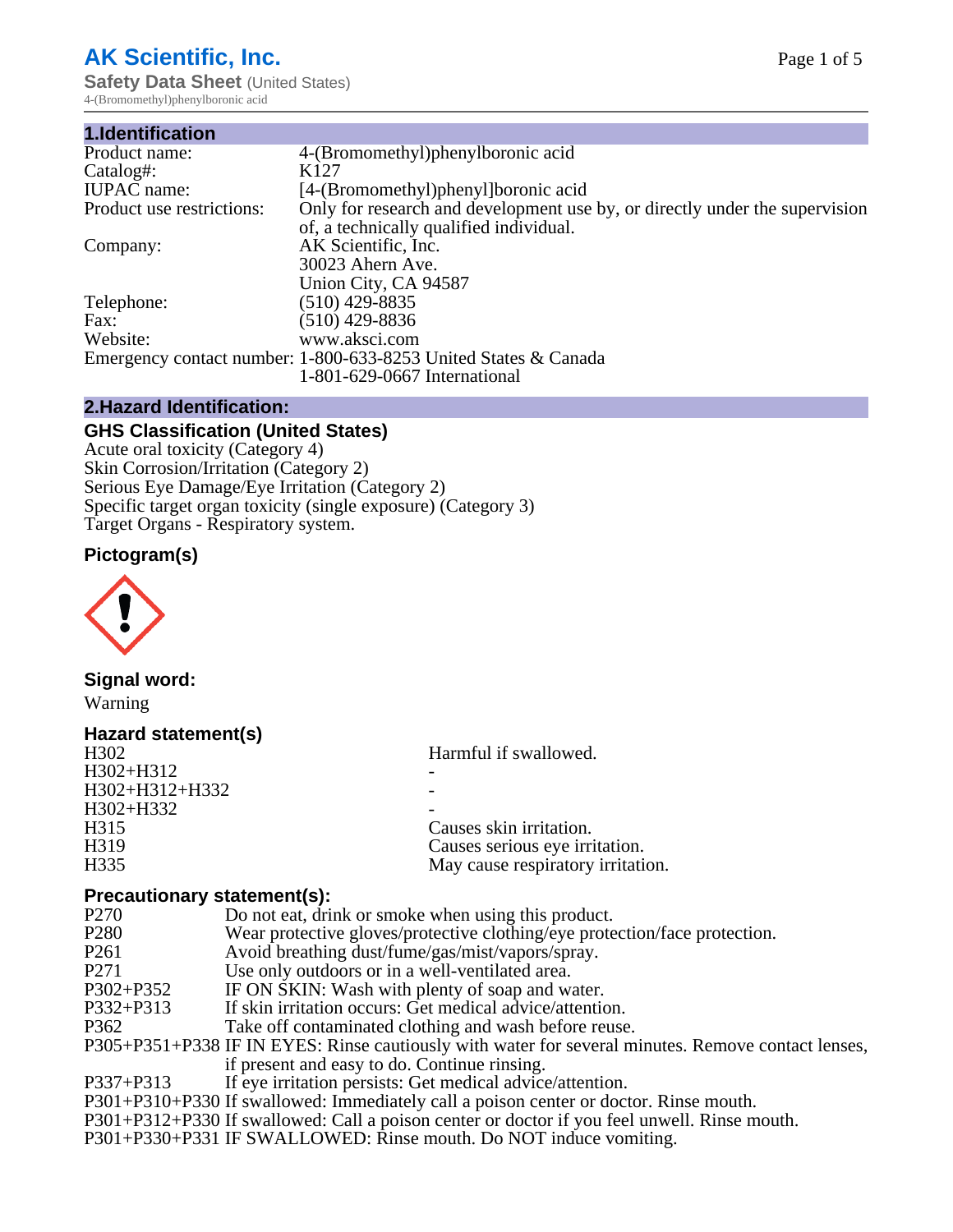# AK Scientific, Inc.

**Safety Data Sheet** (United States)

4-(Bromomethyl)phenylboronic acid

## 1.Identification

| | |
|---|---|
| Product name: | 4-(Bromomethyl)phenylboronic acid |
| Catalog#: | K127 |
| IUPAC name: | [4-(Bromomethyl)phenyl]boronic acid |
| Product use restrictions: | Only for research and development use by, or directly under the supervision of, a technically qualified individual. |
| Company: | AK Scientific, Inc.<br>30023 Ahern Ave.<br>Union City, CA 94587 |
| Telephone: | (510) 429-8835 |
| Fax: | (510) 429-8836 |
| Website: | www.aksci.com |
| Emergency contact number: | 1-800-633-8253 United States & Canada<br>1-801-629-0667 International |

## 2.Hazard Identification:

### GHS Classification (United States)

Acute oral toxicity (Category 4)
Skin Corrosion/Irritation (Category 2)
Serious Eye Damage/Eye Irritation (Category 2)
Specific target organ toxicity (single exposure) (Category 3)
Target Organs - Respiratory system.

### Pictogram(s)

### Signal word:

Warning

### Hazard statement(s)

| | |
|---|---|
| H302 | Harmful if swallowed. |
| H302+H312 | - |
| H302+H312+H332 | - |
| H302+H332 | - |
| H315 | Causes skin irritation. |
| H319 | Causes serious eye irritation. |
| H335 | May cause respiratory irritation. |

### Precautionary statement(s):

| | |
|---|---|
| P270 | Do not eat, drink or smoke when using this product. |
| P280 | Wear protective gloves/protective clothing/eye protection/face protection. |
| P261 | Avoid breathing dust/fume/gas/mist/vapors/spray. |
| P271 | Use only outdoors or in a well-ventilated area. |
| P302+P352 | IF ON SKIN: Wash with plenty of soap and water. |
| P332+P313 | If skin irritation occurs: Get medical advice/attention. |
| P362 | Take off contaminated clothing and wash before reuse. |
| P305+P351+P338 | IF IN EYES: Rinse cautiously with water for several minutes. Remove contact lenses, if present and easy to do. Continue rinsing. |
| P337+P313 | If eye irritation persists: Get medical advice/attention. |
| P301+P310+P330 | If swallowed: Immediately call a poison center or doctor. Rinse mouth. |
| P301+P312+P330 | If swallowed: Call a poison center or doctor if you feel unwell. Rinse mouth. |
| P301+P330+P331 | IF SWALLOWED: Rinse mouth. Do NOT induce vomiting. |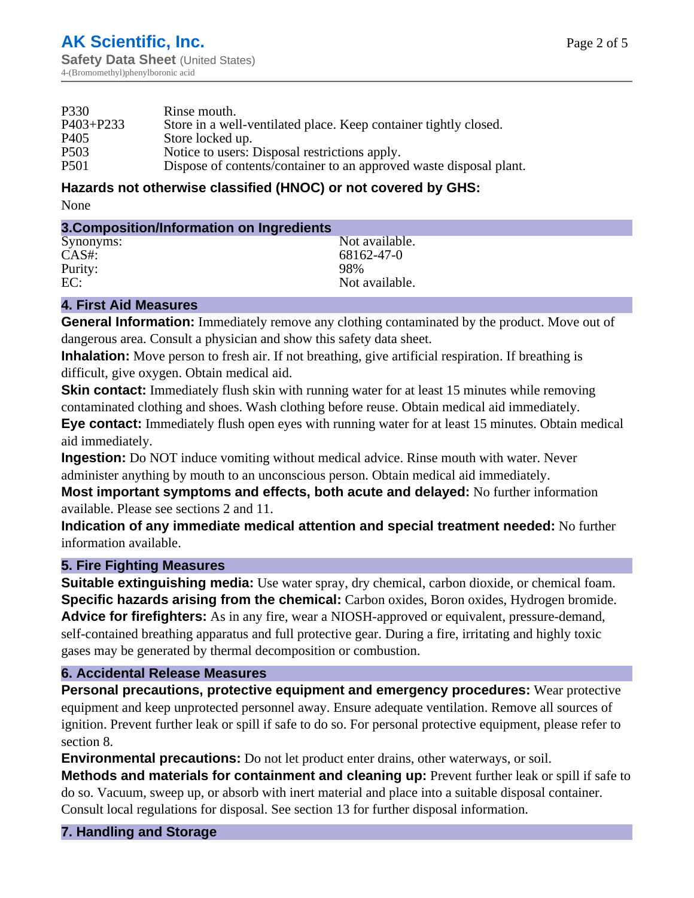| | |
|---|---|
| P330 | Rinse mouth. |
| P403+P233 | Store in a well-ventilated place. Keep container tightly closed. |
| P405 | Store locked up. |
| P503 | Notice to users: Disposal restrictions apply. |
| P501 | Dispose of contents/container to an approved waste disposal plant. |

### Hazards not otherwise classified (HNOC) or not covered by GHS:

None

## 3.Composition/Information on Ingredients

| | |
|---|---|
| Synonyms: | Not available. |
| CAS#: | 68162-47-0 |
| Purity: | 98% |
| EC: | Not available. |

## 4. First Aid Measures

**General Information:** Immediately remove any clothing contaminated by the product. Move out of dangerous area. Consult a physician and show this safety data sheet.

**Inhalation:** Move person to fresh air. If not breathing, give artificial respiration. If breathing is difficult, give oxygen. Obtain medical aid.

**Skin contact:** Immediately flush skin with running water for at least 15 minutes while removing contaminated clothing and shoes. Wash clothing before reuse. Obtain medical aid immediately.

**Eye contact:** Immediately flush open eyes with running water for at least 15 minutes. Obtain medical aid immediately.

**Ingestion:** Do NOT induce vomiting without medical advice. Rinse mouth with water. Never administer anything by mouth to an unconscious person. Obtain medical aid immediately.

**Most important symptoms and effects, both acute and delayed:** No further information available. Please see sections 2 and 11.

**Indication of any immediate medical attention and special treatment needed:** No further information available.

## 5. Fire Fighting Measures

**Suitable extinguishing media:** Use water spray, dry chemical, carbon dioxide, or chemical foam.

**Specific hazards arising from the chemical:** Carbon oxides, Boron oxides, Hydrogen bromide.

**Advice for firefighters:** As in any fire, wear a NIOSH-approved or equivalent, pressure-demand, self-contained breathing apparatus and full protective gear. During a fire, irritating and highly toxic gases may be generated by thermal decomposition or combustion.

## 6. Accidental Release Measures

**Personal precautions, protective equipment and emergency procedures:** Wear protective equipment and keep unprotected personnel away. Ensure adequate ventilation. Remove all sources of ignition. Prevent further leak or spill if safe to do so. For personal protective equipment, please refer to section 8.

**Environmental precautions:** Do not let product enter drains, other waterways, or soil.

**Methods and materials for containment and cleaning up:** Prevent further leak or spill if safe to do so. Vacuum, sweep up, or absorb with inert material and place into a suitable disposal container. Consult local regulations for disposal. See section 13 for further disposal information.

## 7. Handling and Storage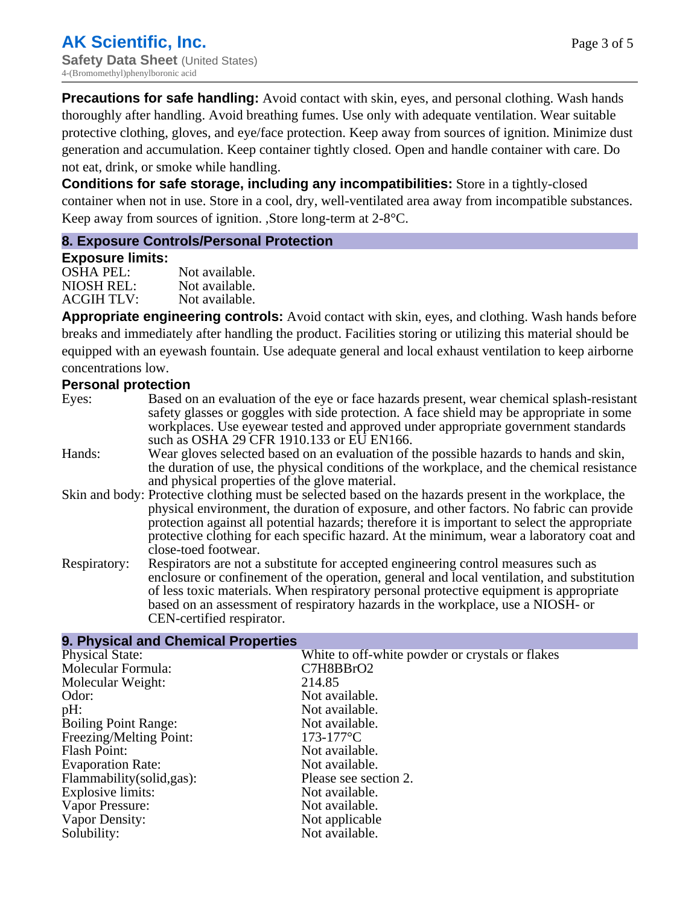**Precautions for safe handling:** Avoid contact with skin, eyes, and personal clothing. Wash hands thoroughly after handling. Avoid breathing fumes. Use only with adequate ventilation. Wear suitable protective clothing, gloves, and eye/face protection. Keep away from sources of ignition. Minimize dust generation and accumulation. Keep container tightly closed. Open and handle container with care. Do not eat, drink, or smoke while handling.

**Conditions for safe storage, including any incompatibilities:** Store in a tightly-closed container when not in use. Store in a cool, dry, well-ventilated area away from incompatible substances. Keep away from sources of ignition. ,Store long-term at 2-8°C.

## 8. Exposure Controls/Personal Protection

### Exposure limits:

| | |
|---|---|
| OSHA PEL: | Not available. |
| NIOSH REL: | Not available. |
| ACGIH TLV: | Not available. |

**Appropriate engineering controls:** Avoid contact with skin, eyes, and clothing. Wash hands before breaks and immediately after handling the product. Facilities storing or utilizing this material should be equipped with an eyewash fountain. Use adequate general and local exhaust ventilation to keep airborne concentrations low.

### Personal protection

| | |
|---|---|
| Eyes: | Based on an evaluation of the eye or face hazards present, wear chemical splash-resistant safety glasses or goggles with side protection. A face shield may be appropriate in some workplaces. Use eyewear tested and approved under appropriate government standards such as OSHA 29 CFR 1910.133 or EU EN166. |
| Hands: | Wear gloves selected based on an evaluation of the possible hazards to hands and skin, the duration of use, the physical conditions of the workplace, and the chemical resistance and physical properties of the glove material. |
| Skin and body: | Protective clothing must be selected based on the hazards present in the workplace, the physical environment, the duration of exposure, and other factors. No fabric can provide protection against all potential hazards; therefore it is important to select the appropriate protective clothing for each specific hazard. At the minimum, wear a laboratory coat and close-toed footwear. |
| Respiratory: | Respirators are not a substitute for accepted engineering control measures such as enclosure or confinement of the operation, general and local ventilation, and substitution of less toxic materials. When respiratory personal protective equipment is appropriate based on an assessment of respiratory hazards in the workplace, use a NIOSH- or CEN-certified respirator. |

## 9. Physical and Chemical Properties

| | |
|---|---|
| Physical State: | White to off-white powder or crystals or flakes |
| Molecular Formula: | C7H8BBrO2 |
| Molecular Weight: | 214.85 |
| Odor: | Not available. |
| pH: | Not available. |
| Boiling Point Range: | Not available. |
| Freezing/Melting Point: | 173-177°C |
| Flash Point: | Not available. |
| Evaporation Rate: | Not available. |
| Flammability(solid,gas): | Please see section 2. |
| Explosive limits: | Not available. |
| Vapor Pressure: | Not available. |
| Vapor Density: | Not applicable |
| Solubility: | Not available. |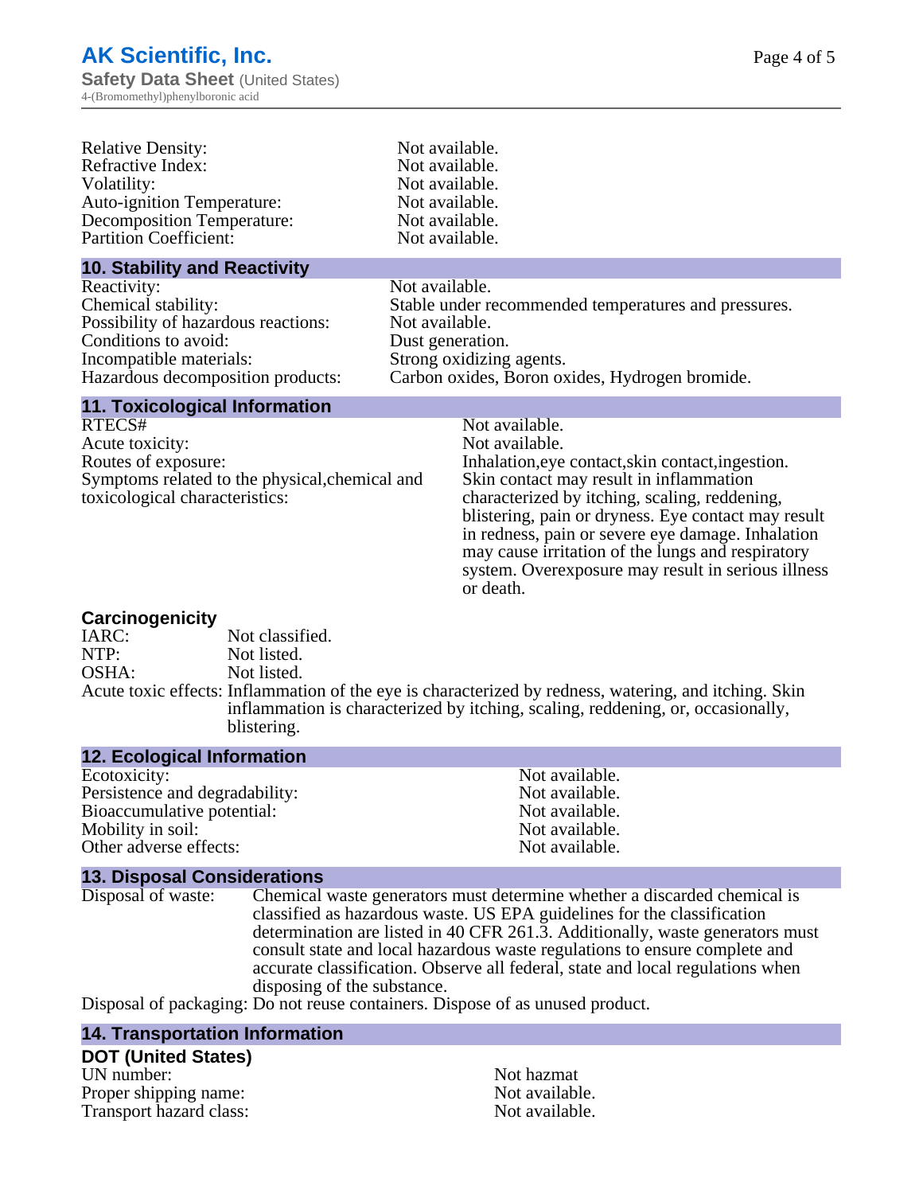| | |
|---|---|
| Relative Density: | Not available. |
| Refractive Index: | Not available. |
| Volatility: | Not available. |
| Auto-ignition Temperature: | Not available. |
| Decomposition Temperature: | Not available. |
| Partition Coefficient: | Not available. |

## 10. Stability and Reactivity

| | |
|---|---|
| Reactivity: | Not available. |
| Chemical stability: | Stable under recommended temperatures and pressures. |
| Possibility of hazardous reactions: | Not available. |
| Conditions to avoid: | Dust generation. |
| Incompatible materials: | Strong oxidizing agents. |
| Hazardous decomposition products: | Carbon oxides, Boron oxides, Hydrogen bromide. |

## 11. Toxicological Information

| | |
|---|---|
| RTECS# | Not available. |
| Acute toxicity: | Not available. |
| Routes of exposure: | Inhalation,eye contact,skin contact,ingestion. |
| Symptoms related to the physical,chemical and toxicological characteristics: | Skin contact may result in inflammation characterized by itching, scaling, reddening, blistering, pain or dryness. Eye contact may result in redness, pain or severe eye damage. Inhalation may cause irritation of the lungs and respiratory system. Overexposure may result in serious illness or death. |

### Carcinogenicity

| | |
|---|---|
| IARC: | Not classified. |
| NTP: | Not listed. |
| OSHA: | Not listed. |
| Acute toxic effects: | Inflammation of the eye is characterized by redness, watering, and itching. Skin inflammation is characterized by itching, scaling, reddening, or, occasionally, blistering. |

## 12. Ecological Information

| | |
|---|---|
| Ecotoxicity: | Not available. |
| Persistence and degradability: | Not available. |
| Bioaccumulative potential: | Not available. |
| Mobility in soil: | Not available. |
| Other adverse effects: | Not available. |

## 13. Disposal Considerations

Disposal of waste: Chemical waste generators must determine whether a discarded chemical is classified as hazardous waste. US EPA guidelines for the classification determination are listed in 40 CFR 261.3. Additionally, waste generators must consult state and local hazardous waste regulations to ensure complete and accurate classification. Observe all federal, state and local regulations when disposing of the substance.

Disposal of packaging: Do not reuse containers. Dispose of as unused product.

## 14. Transportation Information

### DOT (United States)

| | |
|---|---|
| UN number: | Not hazmat |
| Proper shipping name: | Not available. |
| Transport hazard class: | Not available. |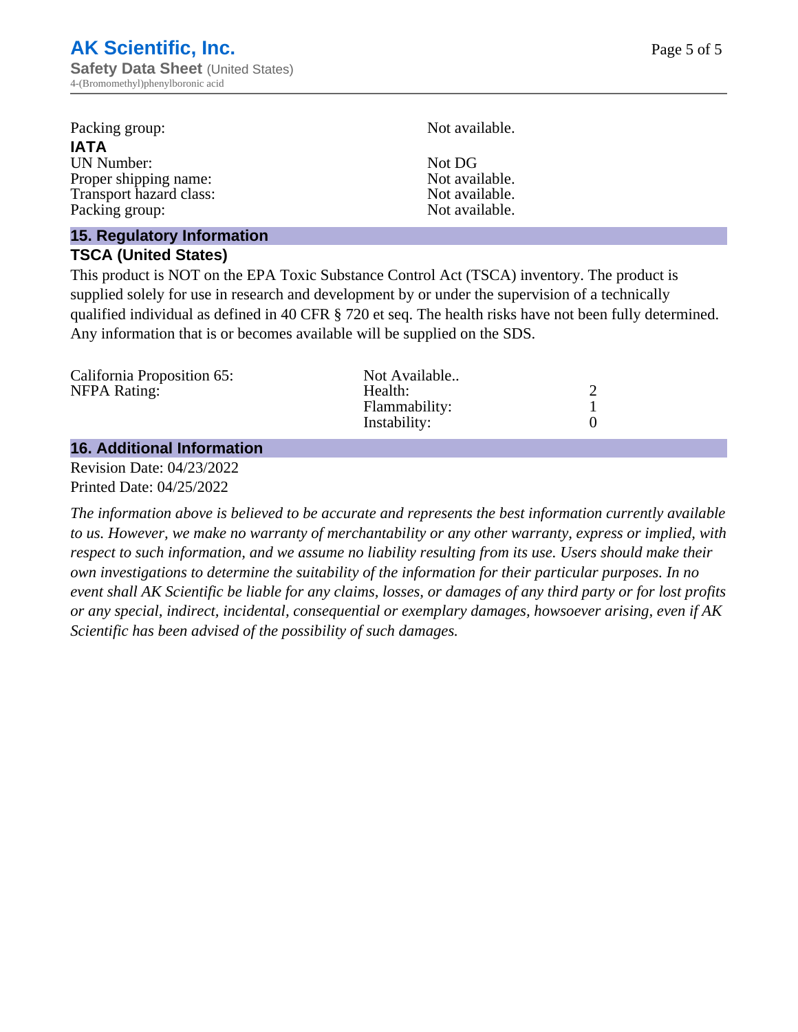Packing group: Not available.

**IATA**

| | |
|---|---|
| UN Number: | Not DG |
| Proper shipping name: | Not available. |
| Transport hazard class: | Not available. |
| Packing group: | Not available. |

## 15. Regulatory Information

### TSCA (United States)

This product is NOT on the EPA Toxic Substance Control Act (TSCA) inventory. The product is supplied solely for use in research and development by or under the supervision of a technically qualified individual as defined in 40 CFR § 720 et seq. The health risks have not been fully determined. Any information that is or becomes available will be supplied on the SDS.

| | | |
|---|---|---|
| California Proposition 65: | Not Available.. | |
| NFPA Rating: | Health: | 2 |
| | Flammability: | 1 |
| | Instability: | 0 |

## 16. Additional Information

Revision Date: 04/23/2022

Printed Date: 04/25/2022

*The information above is believed to be accurate and represents the best information currently available to us. However, we make no warranty of merchantability or any other warranty, express or implied, with respect to such information, and we assume no liability resulting from its use. Users should make their own investigations to determine the suitability of the information for their particular purposes. In no event shall AK Scientific be liable for any claims, losses, or damages of any third party or for lost profits or any special, indirect, incidental, consequential or exemplary damages, howsoever arising, even if AK Scientific has been advised of the possibility of such damages.*